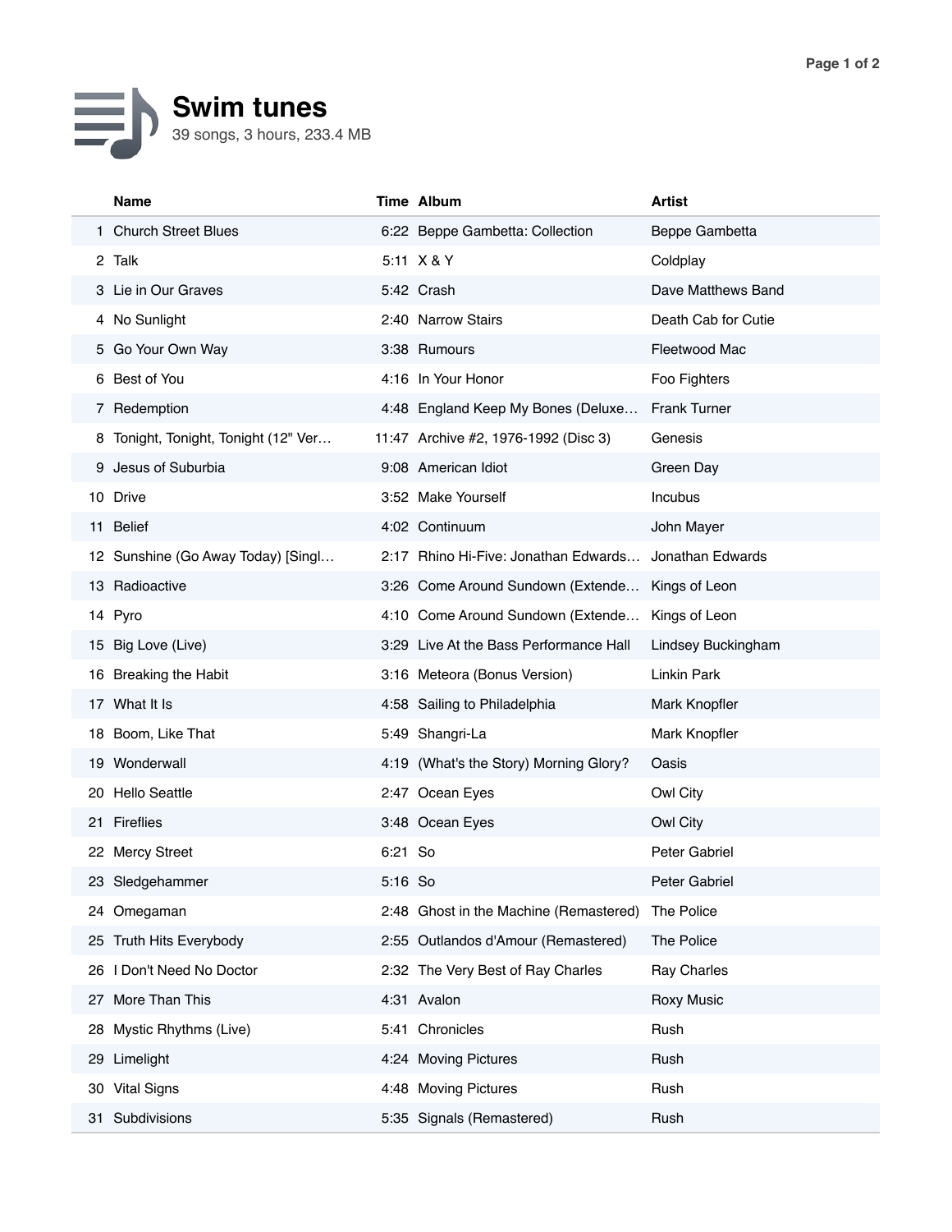# Swim tunes

39 songs, 3 hours, 233.4 MB

| | Name | Time | Album | Artist |
|---|---|---|---|---|
| 1 | Church Street Blues | 6:22 | Beppe Gambetta: Collection | Beppe Gambetta |
| 2 | Talk | 5:11 | X & Y | Coldplay |
| 3 | Lie in Our Graves | 5:42 | Crash | Dave Matthews Band |
| 4 | No Sunlight | 2:40 | Narrow Stairs | Death Cab for Cutie |
| 5 | Go Your Own Way | 3:38 | Rumours | Fleetwood Mac |
| 6 | Best of You | 4:16 | In Your Honor | Foo Fighters |
| 7 | Redemption | 4:48 | England Keep My Bones (Deluxe… | Frank Turner |
| 8 | Tonight, Tonight, Tonight (12" Ver… | 11:47 | Archive #2, 1976-1992 (Disc 3) | Genesis |
| 9 | Jesus of Suburbia | 9:08 | American Idiot | Green Day |
| 10 | Drive | 3:52 | Make Yourself | Incubus |
| 11 | Belief | 4:02 | Continuum | John Mayer |
| 12 | Sunshine (Go Away Today) [Singl… | 2:17 | Rhino Hi-Five: Jonathan Edwards… | Jonathan Edwards |
| 13 | Radioactive | 3:26 | Come Around Sundown (Extende… | Kings of Leon |
| 14 | Pyro | 4:10 | Come Around Sundown (Extende… | Kings of Leon |
| 15 | Big Love (Live) | 3:29 | Live At the Bass Performance Hall | Lindsey Buckingham |
| 16 | Breaking the Habit | 3:16 | Meteora (Bonus Version) | Linkin Park |
| 17 | What It Is | 4:58 | Sailing to Philadelphia | Mark Knopfler |
| 18 | Boom, Like That | 5:49 | Shangri-La | Mark Knopfler |
| 19 | Wonderwall | 4:19 | (What's the Story) Morning Glory? | Oasis |
| 20 | Hello Seattle | 2:47 | Ocean Eyes | Owl City |
| 21 | Fireflies | 3:48 | Ocean Eyes | Owl City |
| 22 | Mercy Street | 6:21 | So | Peter Gabriel |
| 23 | Sledgehammer | 5:16 | So | Peter Gabriel |
| 24 | Omegaman | 2:48 | Ghost in the Machine (Remastered) | The Police |
| 25 | Truth Hits Everybody | 2:55 | Outlandos d'Amour (Remastered) | The Police |
| 26 | I Don't Need No Doctor | 2:32 | The Very Best of Ray Charles | Ray Charles |
| 27 | More Than This | 4:31 | Avalon | Roxy Music |
| 28 | Mystic Rhythms (Live) | 5:41 | Chronicles | Rush |
| 29 | Limelight | 4:24 | Moving Pictures | Rush |
| 30 | Vital Signs | 4:48 | Moving Pictures | Rush |
| 31 | Subdivisions | 5:35 | Signals (Remastered) | Rush |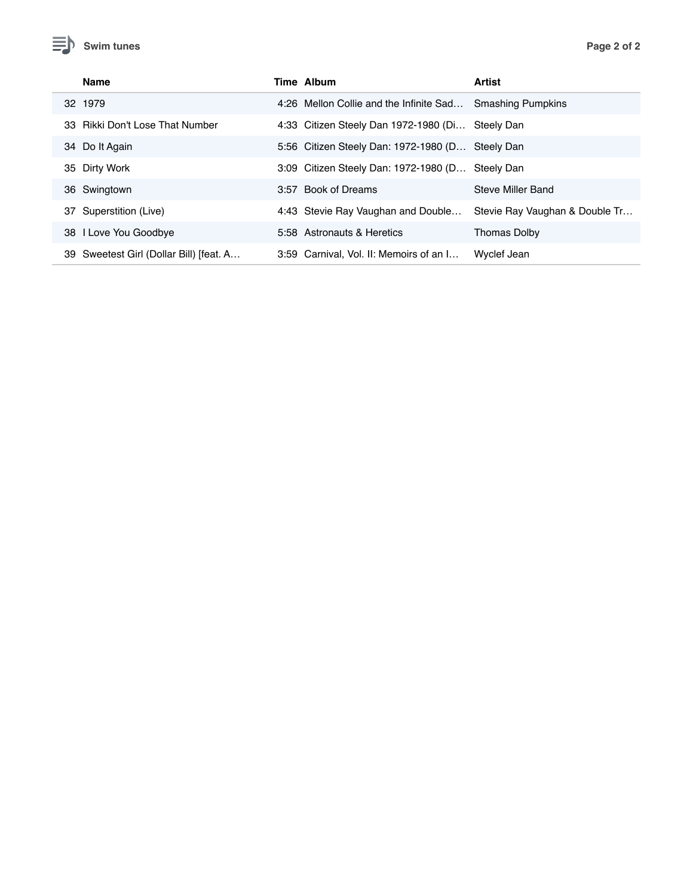| | Name | Time | Album | Artist |
|---|---|---|---|---|
| 32 | 1979 | 4:26 | Mellon Collie and the Infinite Sad… | Smashing Pumpkins |
| 33 | Rikki Don't Lose That Number | 4:33 | Citizen Steely Dan 1972-1980 (Di… | Steely Dan |
| 34 | Do It Again | 5:56 | Citizen Steely Dan: 1972-1980 (D… | Steely Dan |
| 35 | Dirty Work | 3:09 | Citizen Steely Dan: 1972-1980 (D… | Steely Dan |
| 36 | Swingtown | 3:57 | Book of Dreams | Steve Miller Band |
| 37 | Superstition (Live) | 4:43 | Stevie Ray Vaughan and Double… | Stevie Ray Vaughan & Double Tr… |
| 38 | I Love You Goodbye | 5:58 | Astronauts & Heretics | Thomas Dolby |
| 39 | Sweetest Girl (Dollar Bill) [feat. A… | 3:59 | Carnival, Vol. II: Memoirs of an I… | Wyclef Jean |